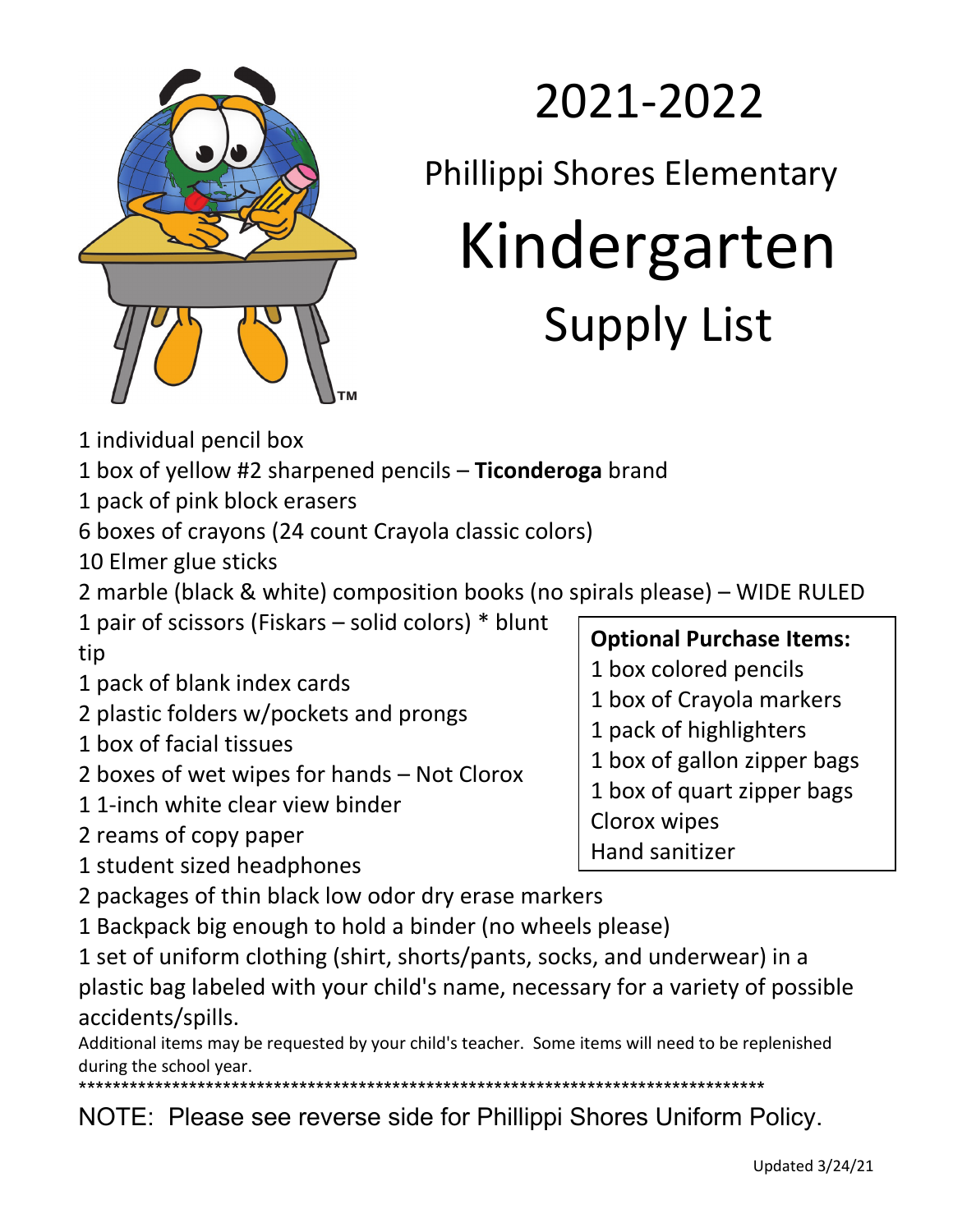# 2021-2022

## Phillippi Shores Elementary

# Kindergarten

## Supply List

1 individual pencil box
1 box of yellow #2 sharpened pencils – **Ticonderoga** brand
1 pack of pink block erasers
6 boxes of crayons (24 count Crayola classic colors)
10 Elmer glue sticks
2 marble (black & white) composition books (no spirals please) – WIDE RULED
1 pair of scissors (Fiskars – solid colors) * blunt tip
1 pack of blank index cards
2 plastic folders w/pockets and prongs
1 box of facial tissues
2 boxes of wet wipes for hands – Not Clorox
1 1-inch white clear view binder
2 reams of copy paper
1 student sized headphones
2 packages of thin black low odor dry erase markers
1 Backpack big enough to hold a binder (no wheels please)
1 set of uniform clothing (shirt, shorts/pants, socks, and underwear) in a plastic bag labeled with your child's name, necessary for a variety of possible accidents/spills.

**Optional Purchase Items:**
1 box colored pencils
1 box of Crayola markers
1 pack of highlighters
1 box of gallon zipper bags
1 box of quart zipper bags
Clorox wipes
Hand sanitizer

Additional items may be requested by your child's teacher. Some items will need to be replenished during the school year.

*************************************************************************************

NOTE: Please see reverse side for Phillippi Shores Uniform Policy.

Updated 3/24/21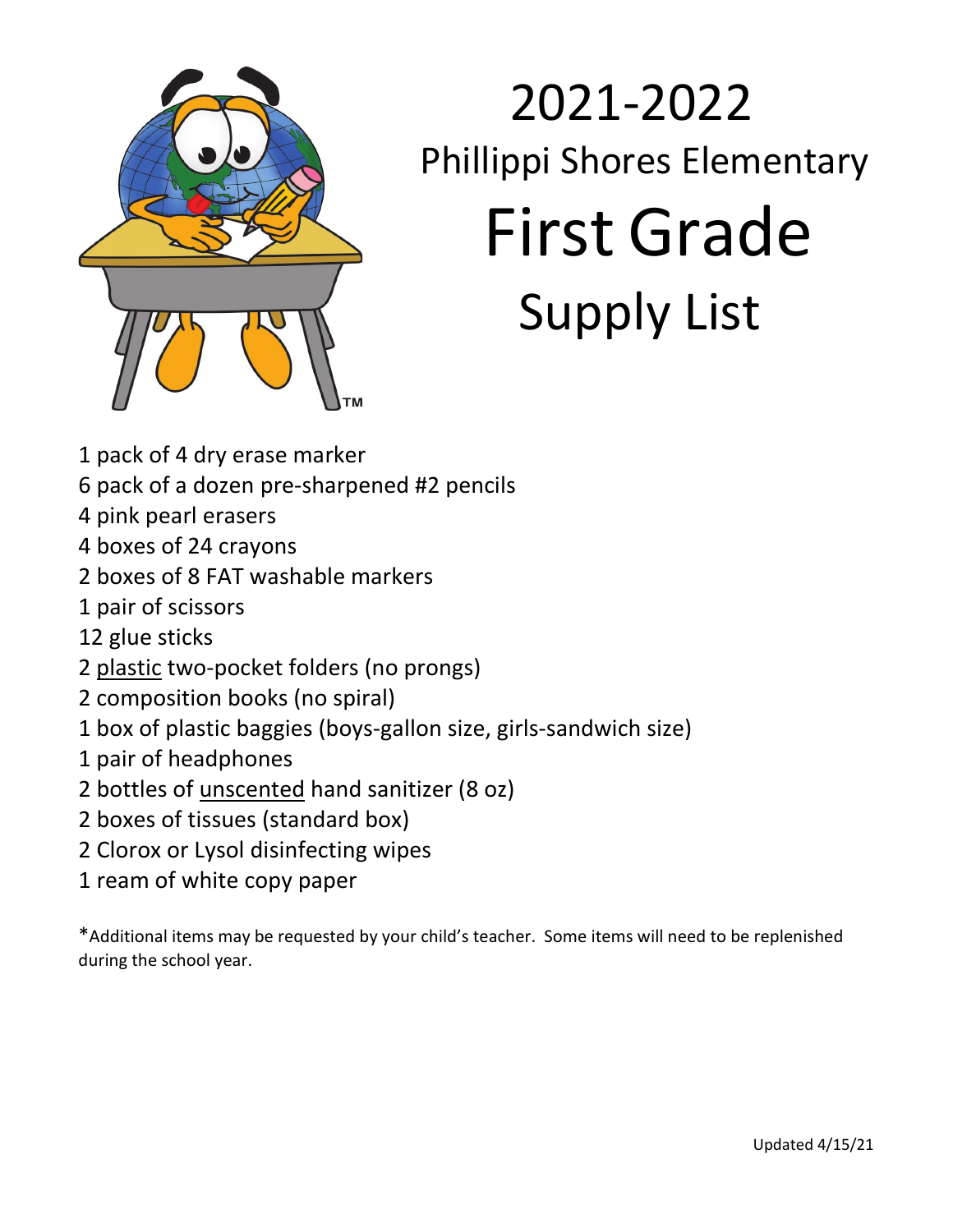# 2021-2022

## Phillippi Shores Elementary

# First Grade

## Supply List

1 pack of 4 dry erase marker
6 pack of a dozen pre-sharpened #2 pencils
4 pink pearl erasers
4 boxes of 24 crayons
2 boxes of 8 FAT washable markers
1 pair of scissors
12 glue sticks
2 <u>plastic</u> two-pocket folders (no prongs)
2 composition books (no spiral)
1 box of plastic baggies (boys-gallon size, girls-sandwich size)
1 pair of headphones
2 bottles of <u>unscented</u> hand sanitizer (8 oz)
2 boxes of tissues (standard box)
2 Clorox or Lysol disinfecting wipes
1 ream of white copy paper

*Additional items may be requested by your child's teacher. Some items will need to be replenished during the school year.

Updated 4/15/21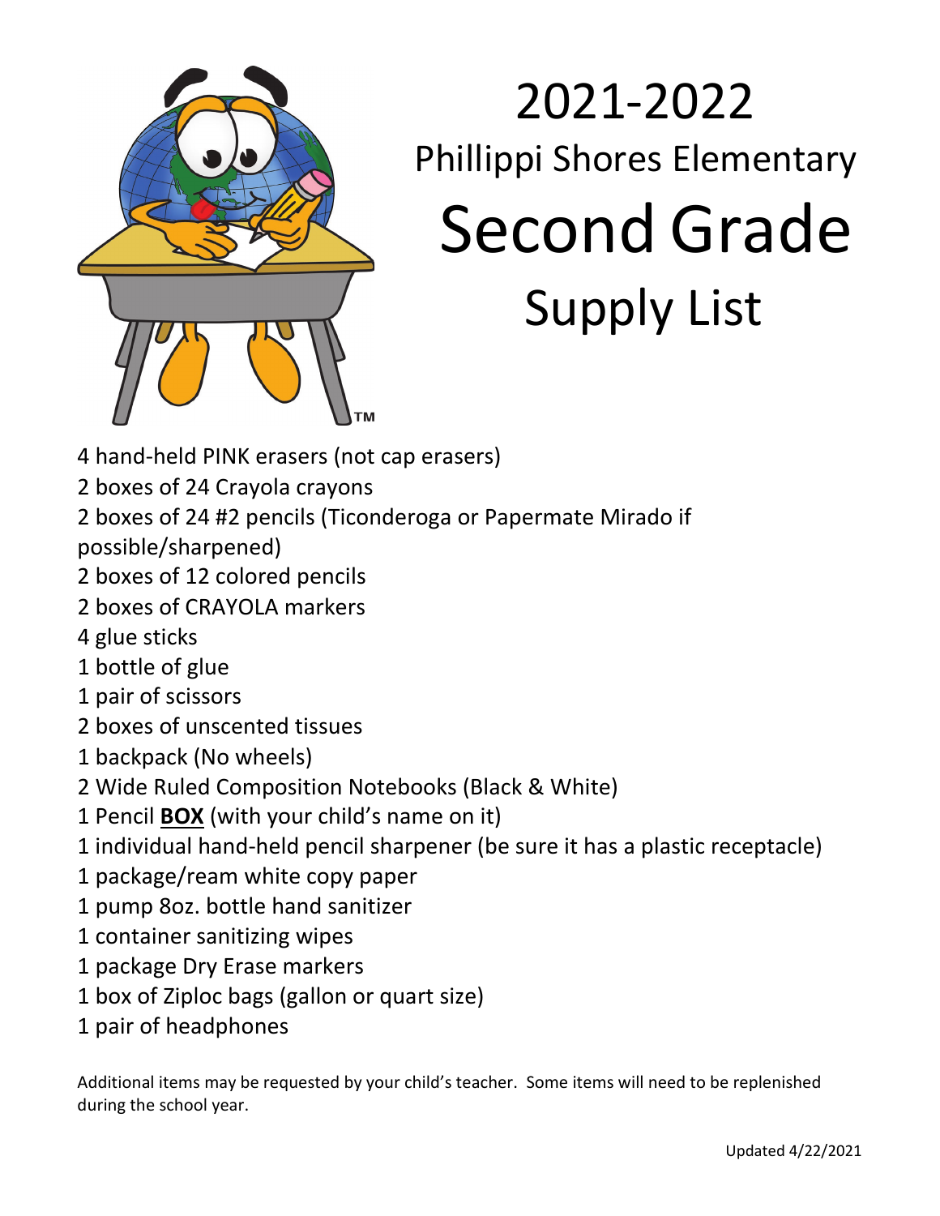# 2021-2022

## Phillippi Shores Elementary

# Second Grade

## Supply List

4 hand-held PINK erasers (not cap erasers)
2 boxes of 24 Crayola crayons
2 boxes of 24 #2 pencils (Ticonderoga or Papermate Mirado if possible/sharpened)
2 boxes of 12 colored pencils
2 boxes of CRAYOLA markers
4 glue sticks
1 bottle of glue
1 pair of scissors
2 boxes of unscented tissues
1 backpack (No wheels)
2 Wide Ruled Composition Notebooks (Black & White)
1 Pencil **BOX** (with your child's name on it)
1 individual hand-held pencil sharpener (be sure it has a plastic receptacle)
1 package/ream white copy paper
1 pump 8oz. bottle hand sanitizer
1 container sanitizing wipes
1 package Dry Erase markers
1 box of Ziploc bags (gallon or quart size)
1 pair of headphones

Additional items may be requested by your child's teacher. Some items will need to be replenished during the school year.

Updated 4/22/2021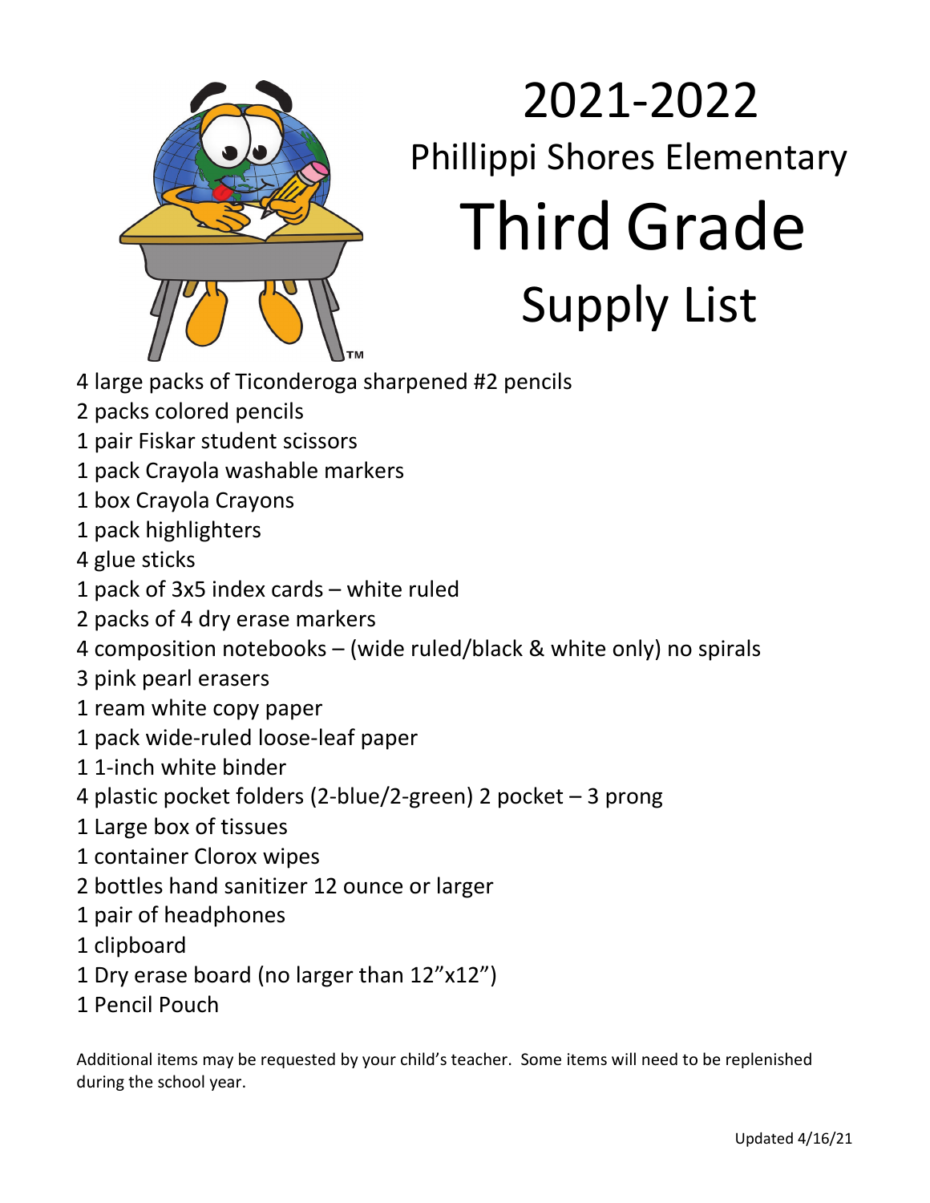# 2021-2022

## Phillippi Shores Elementary

# Third Grade

## Supply List

4 large packs of Ticonderoga sharpened #2 pencils
2 packs colored pencils
1 pair Fiskar student scissors
1 pack Crayola washable markers
1 box Crayola Crayons
1 pack highlighters
4 glue sticks
1 pack of 3x5 index cards – white ruled
2 packs of 4 dry erase markers
4 composition notebooks – (wide ruled/black & white only) no spirals
3 pink pearl erasers
1 ream white copy paper
1 pack wide-ruled loose-leaf paper
1 1-inch white binder
4 plastic pocket folders (2-blue/2-green) 2 pocket – 3 prong
1 Large box of tissues
1 container Clorox wipes
2 bottles hand sanitizer 12 ounce or larger
1 pair of headphones
1 clipboard
1 Dry erase board (no larger than 12"x12")
1 Pencil Pouch

Additional items may be requested by your child's teacher. Some items will need to be replenished during the school year.

Updated 4/16/21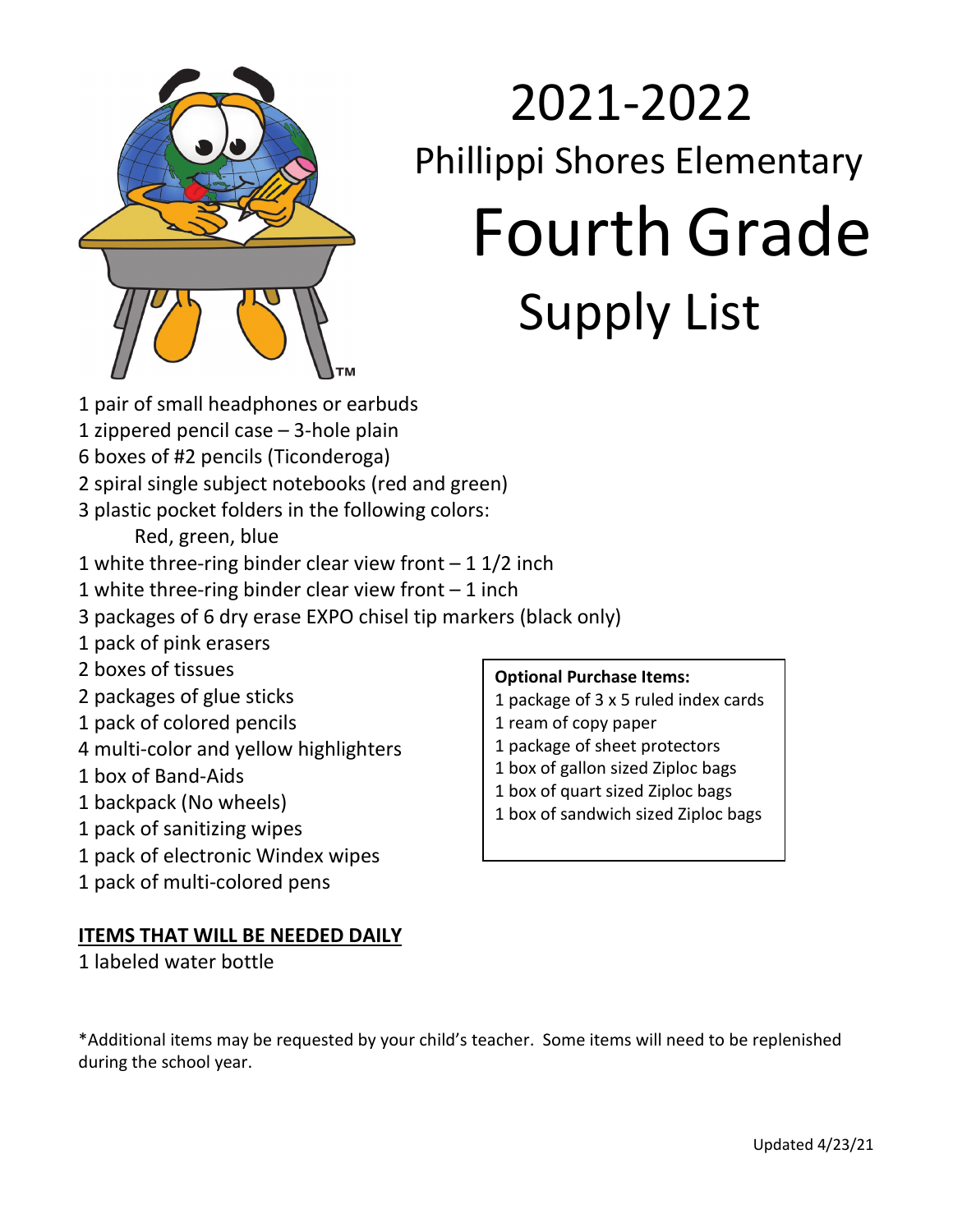# 2021-2022

## Phillippi Shores Elementary

# Fourth Grade

## Supply List

1 pair of small headphones or earbuds
1 zippered pencil case – 3-hole plain
6 boxes of #2 pencils (Ticonderoga)
2 spiral single subject notebooks (red and green)
3 plastic pocket folders in the following colors:
    Red, green, blue
1 white three-ring binder clear view front – 1 1/2 inch
1 white three-ring binder clear view front – 1 inch
3 packages of 6 dry erase EXPO chisel tip markers (black only)
1 pack of pink erasers
2 boxes of tissues
2 packages of glue sticks
1 pack of colored pencils
4 multi-color and yellow highlighters
1 box of Band-Aids
1 backpack (No wheels)
1 pack of sanitizing wipes
1 pack of electronic Windex wipes
1 pack of multi-colored pens

**Optional Purchase Items:**
1 package of 3 x 5 ruled index cards
1 ream of copy paper
1 package of sheet protectors
1 box of gallon sized Ziploc bags
1 box of quart sized Ziploc bags
1 box of sandwich sized Ziploc bags

**ITEMS THAT WILL BE NEEDED DAILY**

1 labeled water bottle

*Additional items may be requested by your child's teacher. Some items will need to be replenished during the school year.

Updated 4/23/21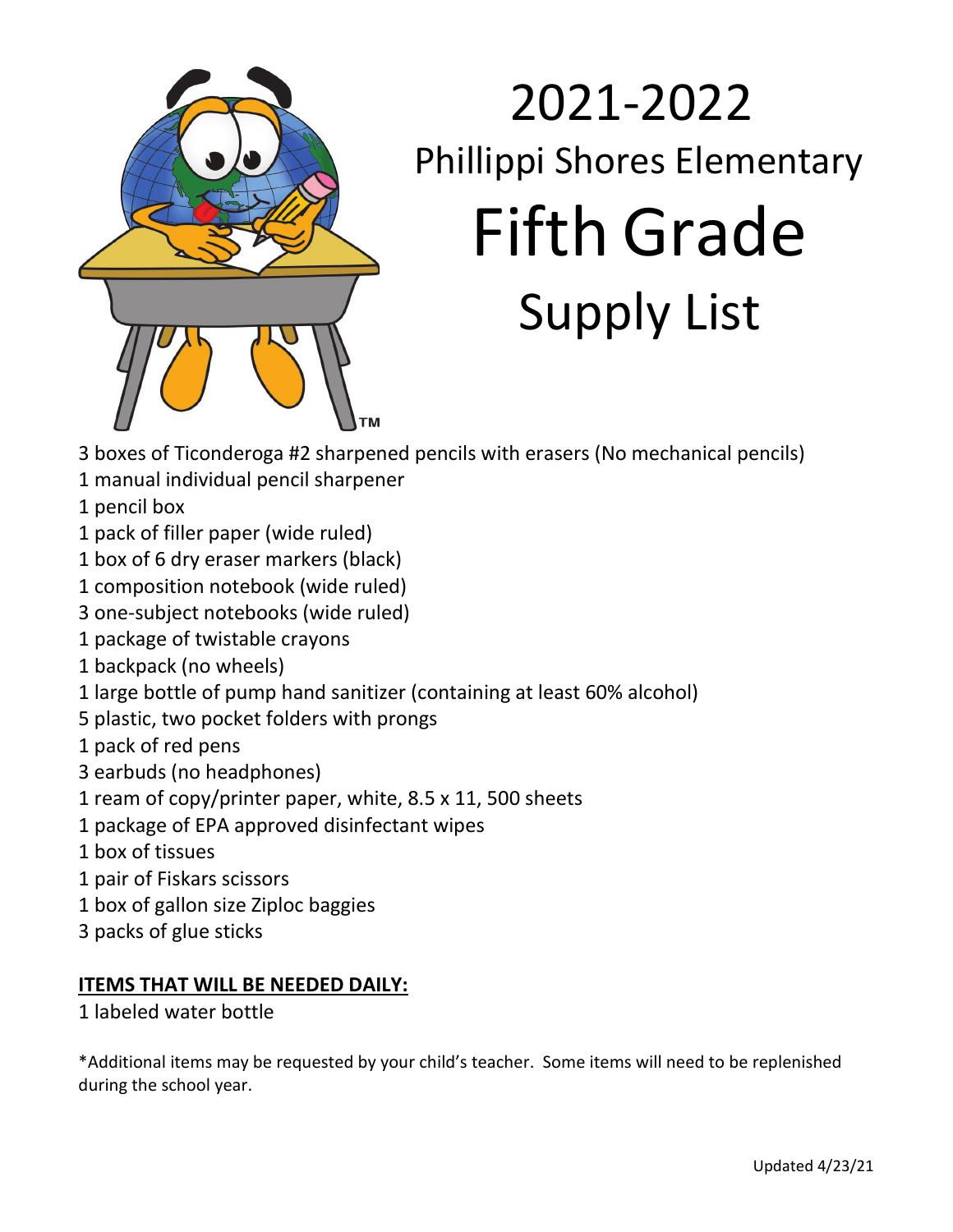# 2021-2022

## Phillippi Shores Elementary

# Fifth Grade

## Supply List

3 boxes of Ticonderoga #2 sharpened pencils with erasers (No mechanical pencils)
1 manual individual pencil sharpener
1 pencil box
1 pack of filler paper (wide ruled)
1 box of 6 dry eraser markers (black)
1 composition notebook (wide ruled)
3 one-subject notebooks (wide ruled)
1 package of twistable crayons
1 backpack (no wheels)
1 large bottle of pump hand sanitizer (containing at least 60% alcohol)
5 plastic, two pocket folders with prongs
1 pack of red pens
3 earbuds (no headphones)
1 ream of copy/printer paper, white, 8.5 x 11, 500 sheets
1 package of EPA approved disinfectant wipes
1 box of tissues
1 pair of Fiskars scissors
1 box of gallon size Ziploc baggies
3 packs of glue sticks

**ITEMS THAT WILL BE NEEDED DAILY:**

1 labeled water bottle

*Additional items may be requested by your child's teacher. Some items will need to be replenished during the school year.

Updated 4/23/21